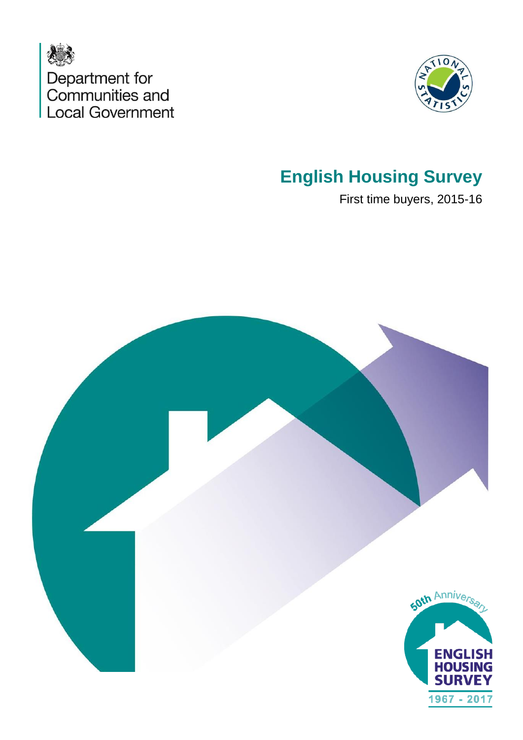Department for Communities and Local Government

# English Housing Survey

First time buyers, 2015-16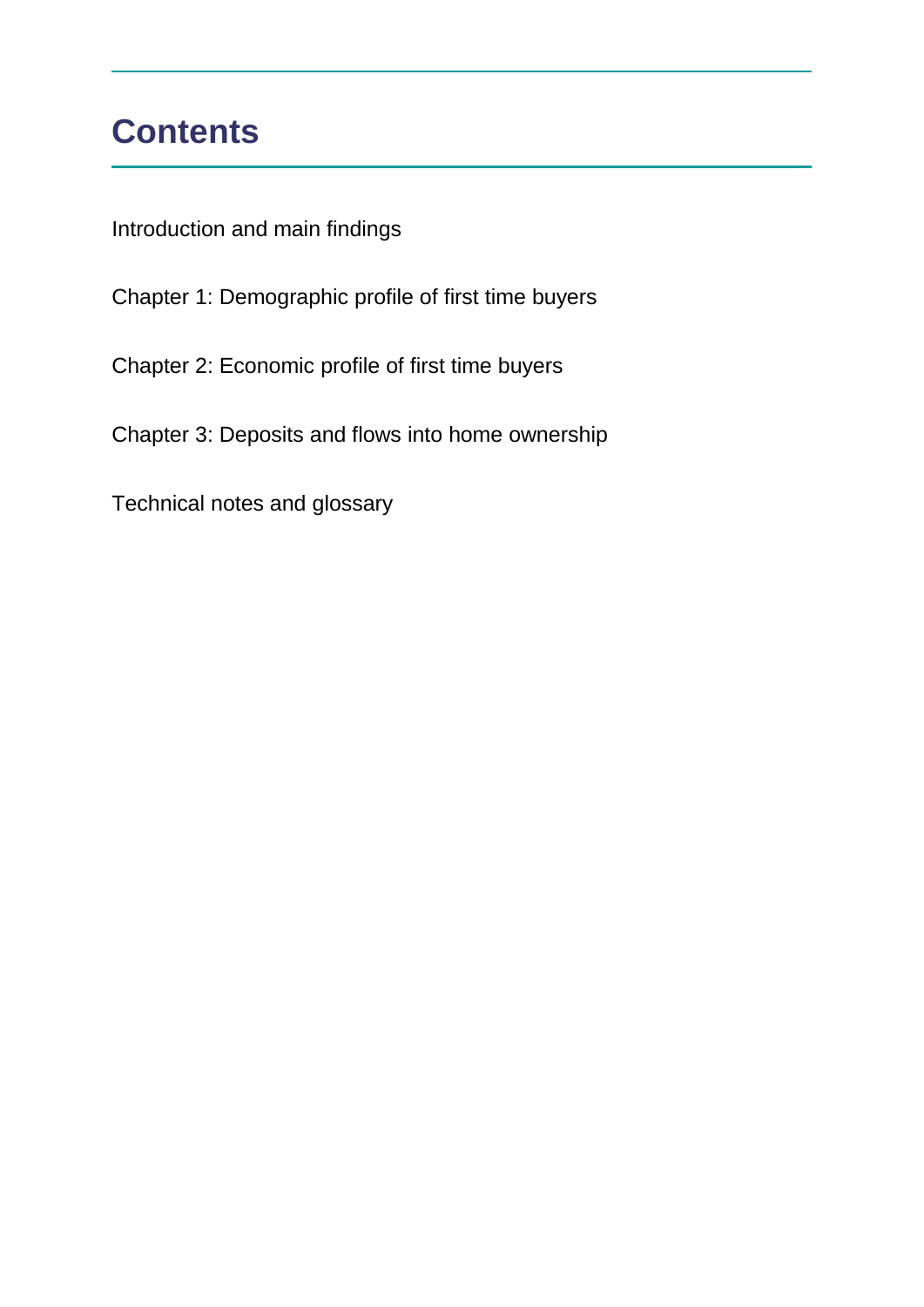# Contents

Introduction and main findings

Chapter 1: Demographic profile of first time buyers

Chapter 2: Economic profile of first time buyers

Chapter 3: Deposits and flows into home ownership

Technical notes and glossary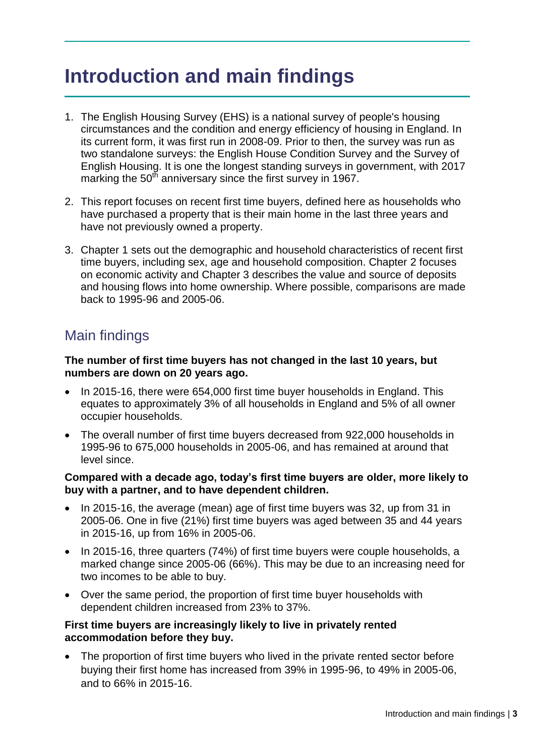# Introduction and main findings

1. The English Housing Survey (EHS) is a national survey of people's housing circumstances and the condition and energy efficiency of housing in England. In its current form, it was first run in 2008-09. Prior to then, the survey was run as two standalone surveys: the English House Condition Survey and the Survey of English Housing. It is one the longest standing surveys in government, with 2017 marking the 50th anniversary since the first survey in 1967.

2. This report focuses on recent first time buyers, defined here as households who have purchased a property that is their main home in the last three years and have not previously owned a property.

3. Chapter 1 sets out the demographic and household characteristics of recent first time buyers, including sex, age and household composition. Chapter 2 focuses on economic activity and Chapter 3 describes the value and source of deposits and housing flows into home ownership. Where possible, comparisons are made back to 1995-96 and 2005-06.

## Main findings

**The number of first time buyers has not changed in the last 10 years, but numbers are down on 20 years ago.**

- In 2015-16, there were 654,000 first time buyer households in England. This equates to approximately 3% of all households in England and 5% of all owner occupier households.
- The overall number of first time buyers decreased from 922,000 households in 1995-96 to 675,000 households in 2005-06, and has remained at around that level since.

**Compared with a decade ago, today's first time buyers are older, more likely to buy with a partner, and to have dependent children.**

- In 2015-16, the average (mean) age of first time buyers was 32, up from 31 in 2005-06. One in five (21%) first time buyers was aged between 35 and 44 years in 2015-16, up from 16% in 2005-06.
- In 2015-16, three quarters (74%) of first time buyers were couple households, a marked change since 2005-06 (66%). This may be due to an increasing need for two incomes to be able to buy.
- Over the same period, the proportion of first time buyer households with dependent children increased from 23% to 37%.

**First time buyers are increasingly likely to live in privately rented accommodation before they buy.**

- The proportion of first time buyers who lived in the private rented sector before buying their first home has increased from 39% in 1995-96, to 49% in 2005-06, and to 66% in 2015-16.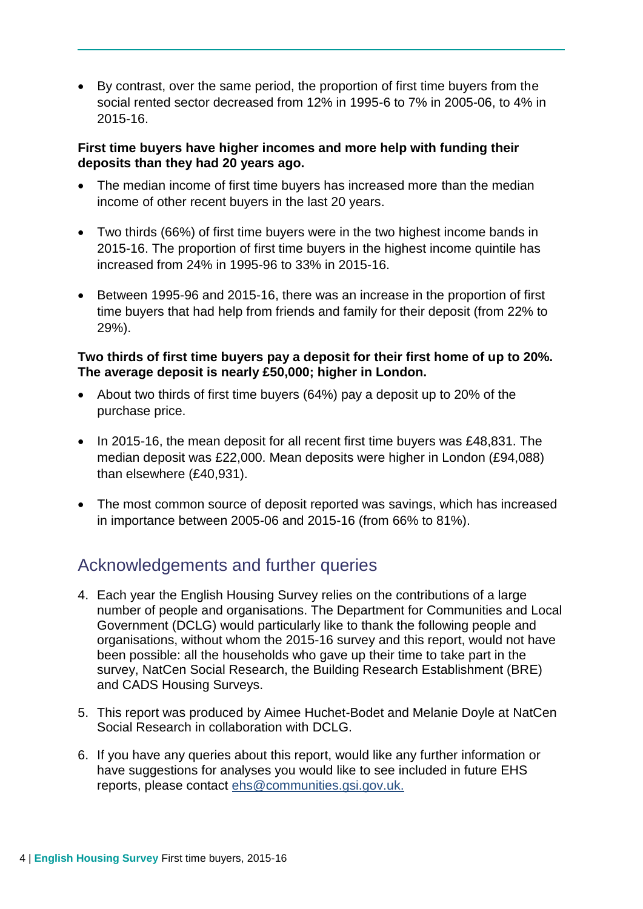- By contrast, over the same period, the proportion of first time buyers from the social rented sector decreased from 12% in 1995-6 to 7% in 2005-06, to 4% in 2015-16.

**First time buyers have higher incomes and more help with funding their deposits than they had 20 years ago.**

- The median income of first time buyers has increased more than the median income of other recent buyers in the last 20 years.
- Two thirds (66%) of first time buyers were in the two highest income bands in 2015-16. The proportion of first time buyers in the highest income quintile has increased from 24% in 1995-96 to 33% in 2015-16.
- Between 1995-96 and 2015-16, there was an increase in the proportion of first time buyers that had help from friends and family for their deposit (from 22% to 29%).

**Two thirds of first time buyers pay a deposit for their first home of up to 20%. The average deposit is nearly £50,000; higher in London.**

- About two thirds of first time buyers (64%) pay a deposit up to 20% of the purchase price.
- In 2015-16, the mean deposit for all recent first time buyers was £48,831. The median deposit was £22,000. Mean deposits were higher in London (£94,088) than elsewhere (£40,931).
- The most common source of deposit reported was savings, which has increased in importance between 2005-06 and 2015-16 (from 66% to 81%).

## Acknowledgements and further queries

4. Each year the English Housing Survey relies on the contributions of a large number of people and organisations. The Department for Communities and Local Government (DCLG) would particularly like to thank the following people and organisations, without whom the 2015-16 survey and this report, would not have been possible: all the households who gave up their time to take part in the survey, NatCen Social Research, the Building Research Establishment (BRE) and CADS Housing Surveys.
5. This report was produced by Aimee Huchet-Bodet and Melanie Doyle at NatCen Social Research in collaboration with DCLG.
6. If you have any queries about this report, would like any further information or have suggestions for analyses you would like to see included in future EHS reports, please contact ehs@communities.gsi.gov.uk.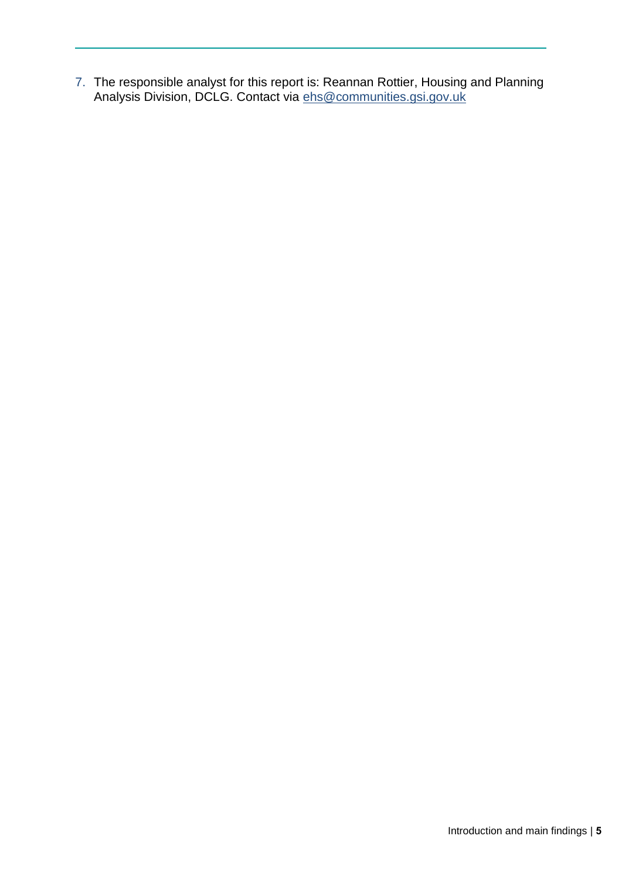7. The responsible analyst for this report is: Reannan Rottier, Housing and Planning Analysis Division, DCLG. Contact via [ehs@communities.gsi.gov.uk](mailto:ehs@communities.gsi.gov.uk)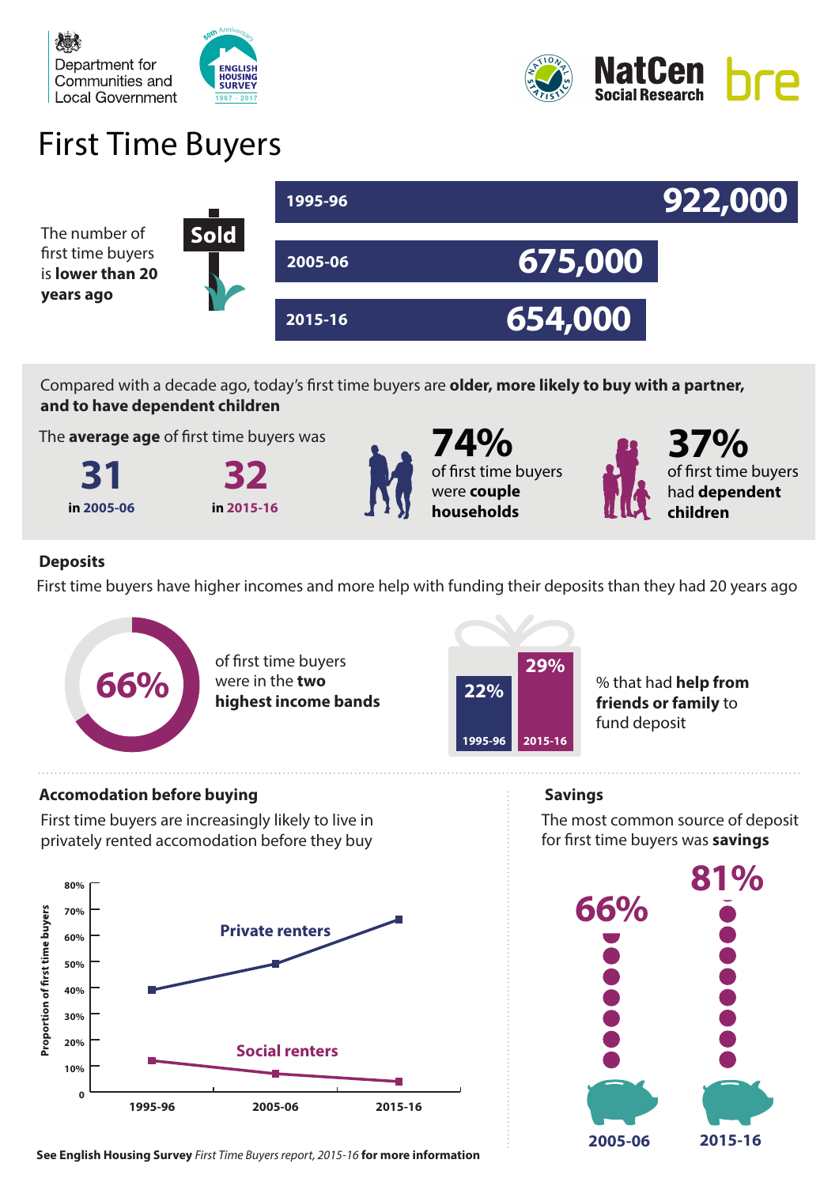Department for Communities and Local Government

ENGLISH HOUSING SURVEY 50th Anniversary 1967 - 2017

NatCen Social Research

bre

# First Time Buyers

The number of first time buyers is **lower than 20 years ago**

Sold

| Year | Number |
|---|---|
| 1995-96 | 922,000 |
| 2005-06 | 675,000 |
| 2015-16 | 654,000 |

Compared with a decade ago, today's first time buyers are **older, more likely to buy with a partner, and to have dependent children**

The **average age** of first time buyers was

**31** in 2005-06

**32** in 2015-16

**74%** of first time buyers were **couple households**

**37%** of first time buyers had **dependent children**

## Deposits

First time buyers have higher incomes and more help with funding their deposits than they had 20 years ago

**66%** of first time buyers were in the **two highest income bands**

% that had **help from friends or family** to fund deposit

| 1995-96 | 2015-16 |
|---|---|
| 22% | 29% |

## Accomodation before buying

First time buyers are increasingly likely to live in privately rented accomodation before they buy

Proportion of first time buyers

| | 1995-96 | 2005-06 | 2015-16 |
|---|---|---|---|
| Private renters | ~39% | ~49% | ~66% |
| Social renters | ~12% | ~7% | ~5% |

## Savings

The most common source of deposit for first time buyers was **savings**

| 2005-06 | 2015-16 |
|---|---|
| 66% | 81% |

**See English Housing Survey** *First Time Buyers report, 2015-16* **for more information**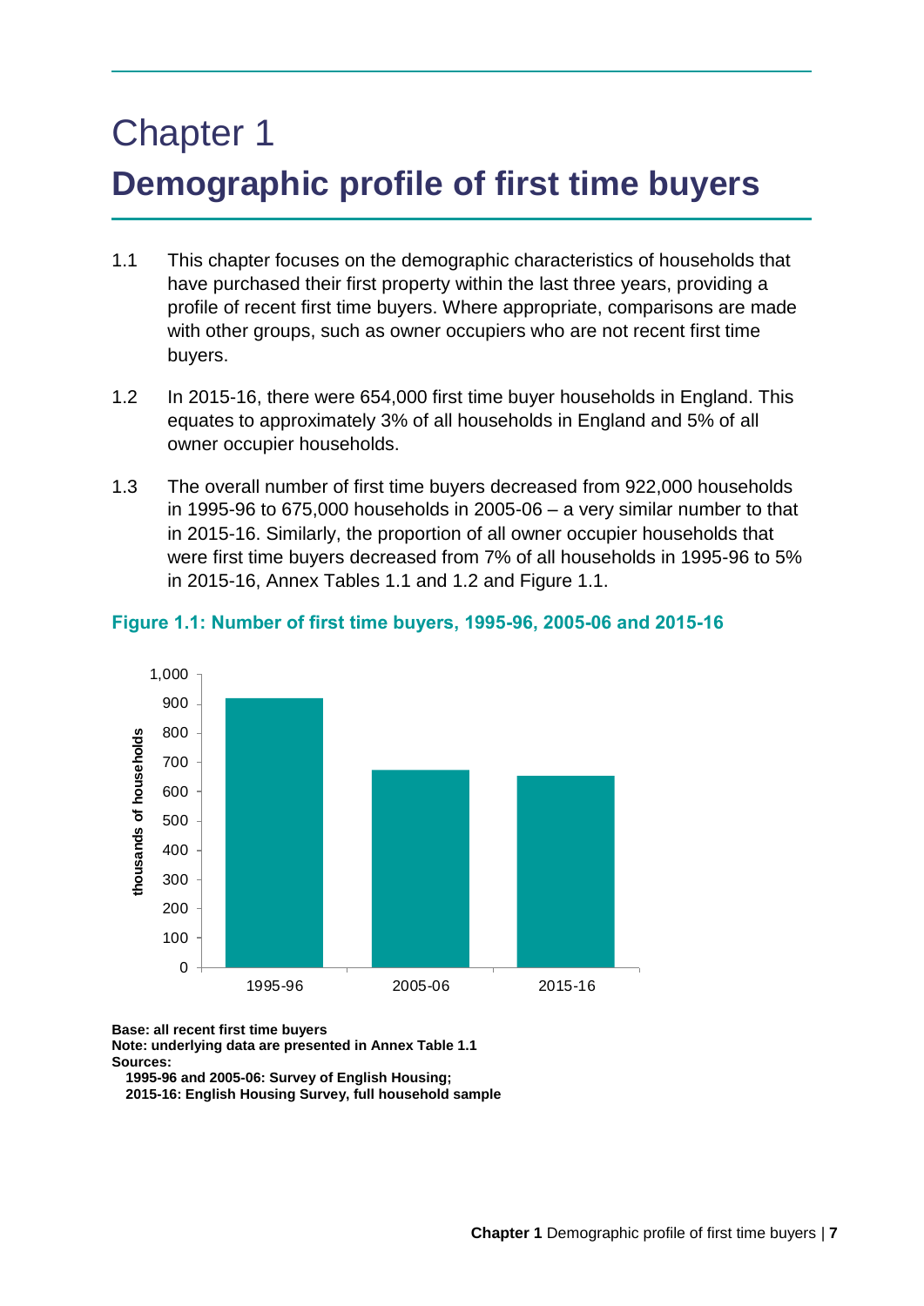# Chapter 1

# Demographic profile of first time buyers

1.1 This chapter focuses on the demographic characteristics of households that have purchased their first property within the last three years, providing a profile of recent first time buyers. Where appropriate, comparisons are made with other groups, such as owner occupiers who are not recent first time buyers.

1.2 In 2015-16, there were 654,000 first time buyer households in England. This equates to approximately 3% of all households in England and 5% of all owner occupier households.

1.3 The overall number of first time buyers decreased from 922,000 households in 1995-96 to 675,000 households in 2005-06 – a very similar number to that in 2015-16. Similarly, the proportion of all owner occupier households that were first time buyers decreased from 7% of all households in 1995-96 to 5% in 2015-16, Annex Tables 1.1 and 1.2 and Figure 1.1.

**Figure 1.1: Number of first time buyers, 1995-96, 2005-06 and 2015-16**

**Base: all recent first time buyers**
**Note: underlying data are presented in Annex Table 1.1**
**Sources:**
**1995-96 and 2005-06: Survey of English Housing;**
**2015-16: English Housing Survey, full household sample**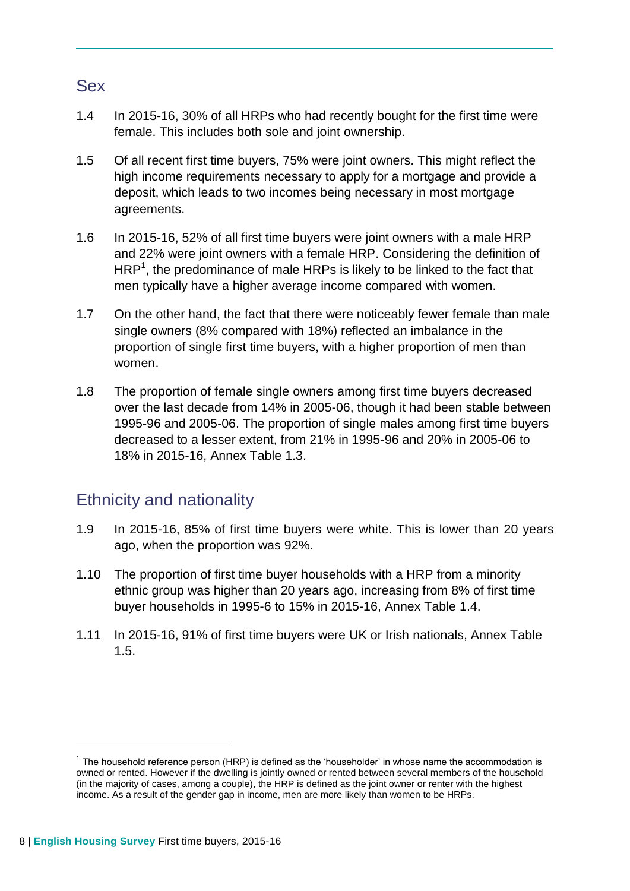## Sex

1.4 In 2015-16, 30% of all HRPs who had recently bought for the first time were female. This includes both sole and joint ownership.

1.5 Of all recent first time buyers, 75% were joint owners. This might reflect the high income requirements necessary to apply for a mortgage and provide a deposit, which leads to two incomes being necessary in most mortgage agreements.

1.6 In 2015-16, 52% of all first time buyers were joint owners with a male HRP and 22% were joint owners with a female HRP. Considering the definition of HRP[1], the predominance of male HRPs is likely to be linked to the fact that men typically have a higher average income compared with women.

1.7 On the other hand, the fact that there were noticeably fewer female than male single owners (8% compared with 18%) reflected an imbalance in the proportion of single first time buyers, with a higher proportion of men than women.

1.8 The proportion of female single owners among first time buyers decreased over the last decade from 14% in 2005-06, though it had been stable between 1995-96 and 2005-06. The proportion of single males among first time buyers decreased to a lesser extent, from 21% in 1995-96 and 20% in 2005-06 to 18% in 2015-16, Annex Table 1.3.

## Ethnicity and nationality

1.9 In 2015-16, 85% of first time buyers were white. This is lower than 20 years ago, when the proportion was 92%.

1.10 The proportion of first time buyer households with a HRP from a minority ethnic group was higher than 20 years ago, increasing from 8% of first time buyer households in 1995-6 to 15% in 2015-16, Annex Table 1.4.

1.11 In 2015-16, 91% of first time buyers were UK or Irish nationals, Annex Table 1.5.

---

[1] The household reference person (HRP) is defined as the 'householder' in whose name the accommodation is owned or rented. However if the dwelling is jointly owned or rented between several members of the household (in the majority of cases, among a couple), the HRP is defined as the joint owner or renter with the highest income. As a result of the gender gap in income, men are more likely than women to be HRPs.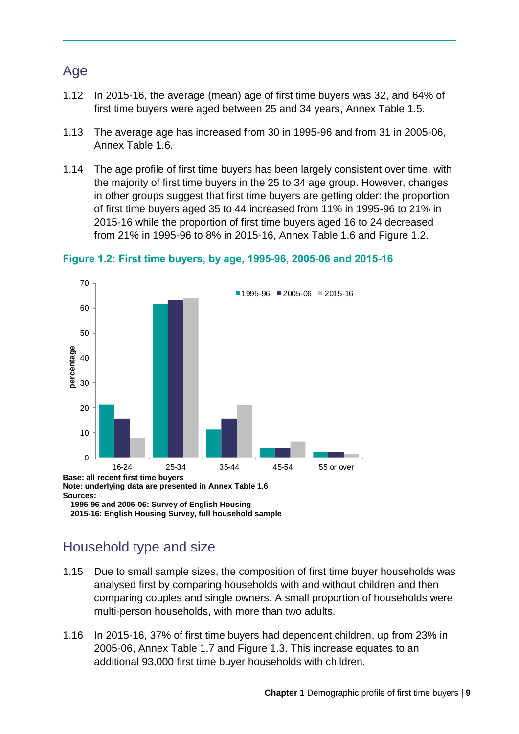## Age

1.12 In 2015-16, the average (mean) age of first time buyers was 32, and 64% of first time buyers were aged between 25 and 34 years, Annex Table 1.5.

1.13 The average age has increased from 30 in 1995-96 and from 31 in 2005-06, Annex Table 1.6.

1.14 The age profile of first time buyers has been largely consistent over time, with the majority of first time buyers in the 25 to 34 age group. However, changes in other groups suggest that first time buyers are getting older: the proportion of first time buyers aged 35 to 44 increased from 11% in 1995-96 to 21% in 2015-16 while the proportion of first time buyers aged 16 to 24 decreased from 21% in 1995-96 to 8% in 2015-16, Annex Table 1.6 and Figure 1.2.

**Figure 1.2: First time buyers, by age, 1995-96, 2005-06 and 2015-16**

**Base: all recent first time buyers**
**Note: underlying data are presented in Annex Table 1.6**
**Sources:**
**1995-96 and 2005-06: Survey of English Housing**
**2015-16: English Housing Survey, full household sample**

## Household type and size

1.15 Due to small sample sizes, the composition of first time buyer households was analysed first by comparing households with and without children and then comparing couples and single owners. A small proportion of households were multi-person households, with more than two adults.

1.16 In 2015-16, 37% of first time buyers had dependent children, up from 23% in 2005-06, Annex Table 1.7 and Figure 1.3. This increase equates to an additional 93,000 first time buyer households with children.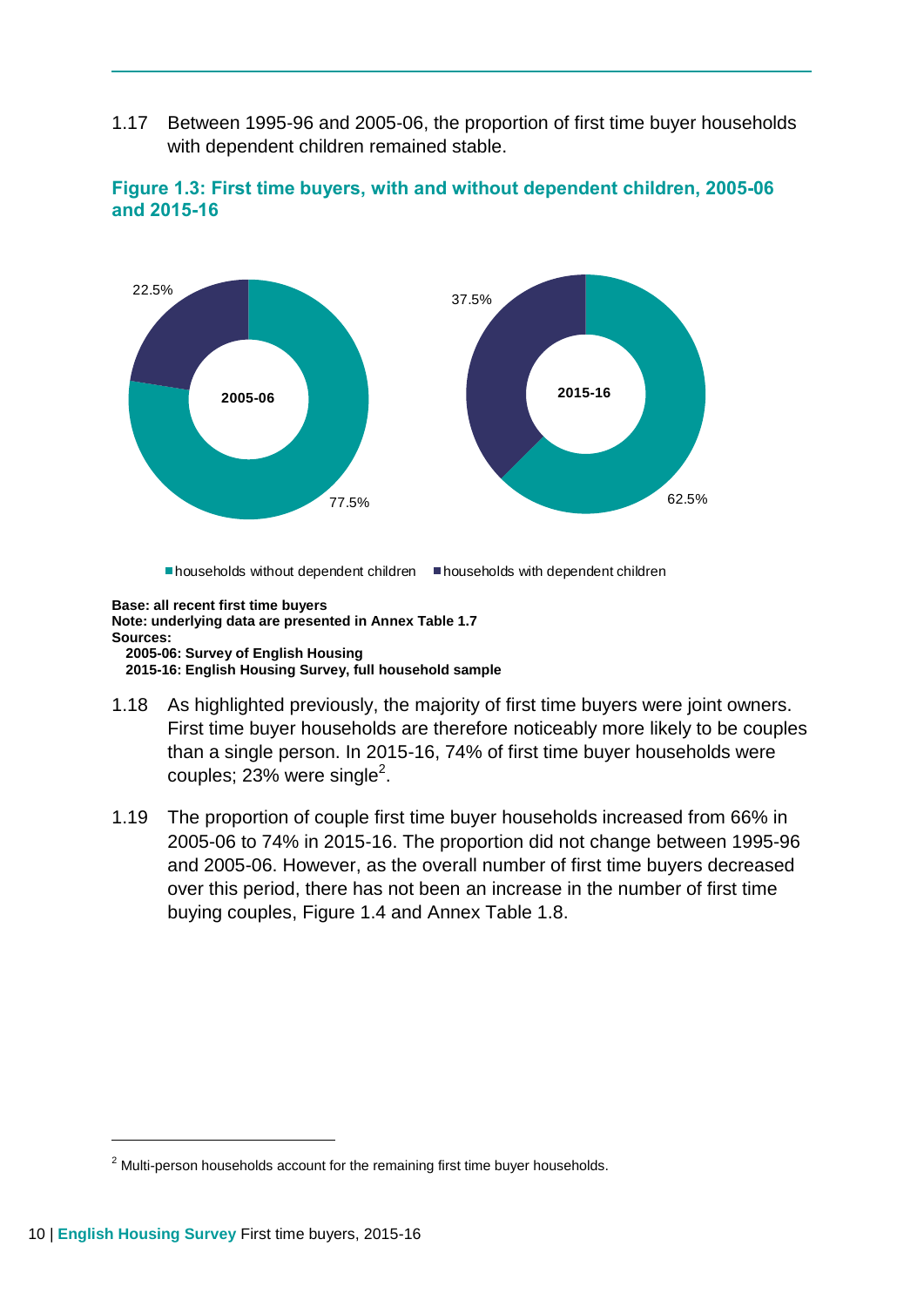1.17 Between 1995-96 and 2005-06, the proportion of first time buyer households with dependent children remained stable.

**Figure 1.3: First time buyers, with and without dependent children, 2005-06 and 2015-16**

| | 2005-06 | 2015-16 |
|---|---|---|
| households without dependent children | 77.5% | 62.5% |
| households with dependent children | 22.5% | 37.5% |

**Base: all recent first time buyers**
**Note: underlying data are presented in Annex Table 1.7**
**Sources:**
**2005-06: Survey of English Housing**
**2015-16: English Housing Survey, full household sample**

1.18 As highlighted previously, the majority of first time buyers were joint owners. First time buyer households are therefore noticeably more likely to be couples than a single person. In 2015-16, 74% of first time buyer households were couples; 23% were single[2].

1.19 The proportion of couple first time buyer households increased from 66% in 2005-06 to 74% in 2015-16. The proportion did not change between 1995-96 and 2005-06. However, as the overall number of first time buyers decreased over this period, there has not been an increase in the number of first time buying couples, Figure 1.4 and Annex Table 1.8.

[2] Multi-person households account for the remaining first time buyer households.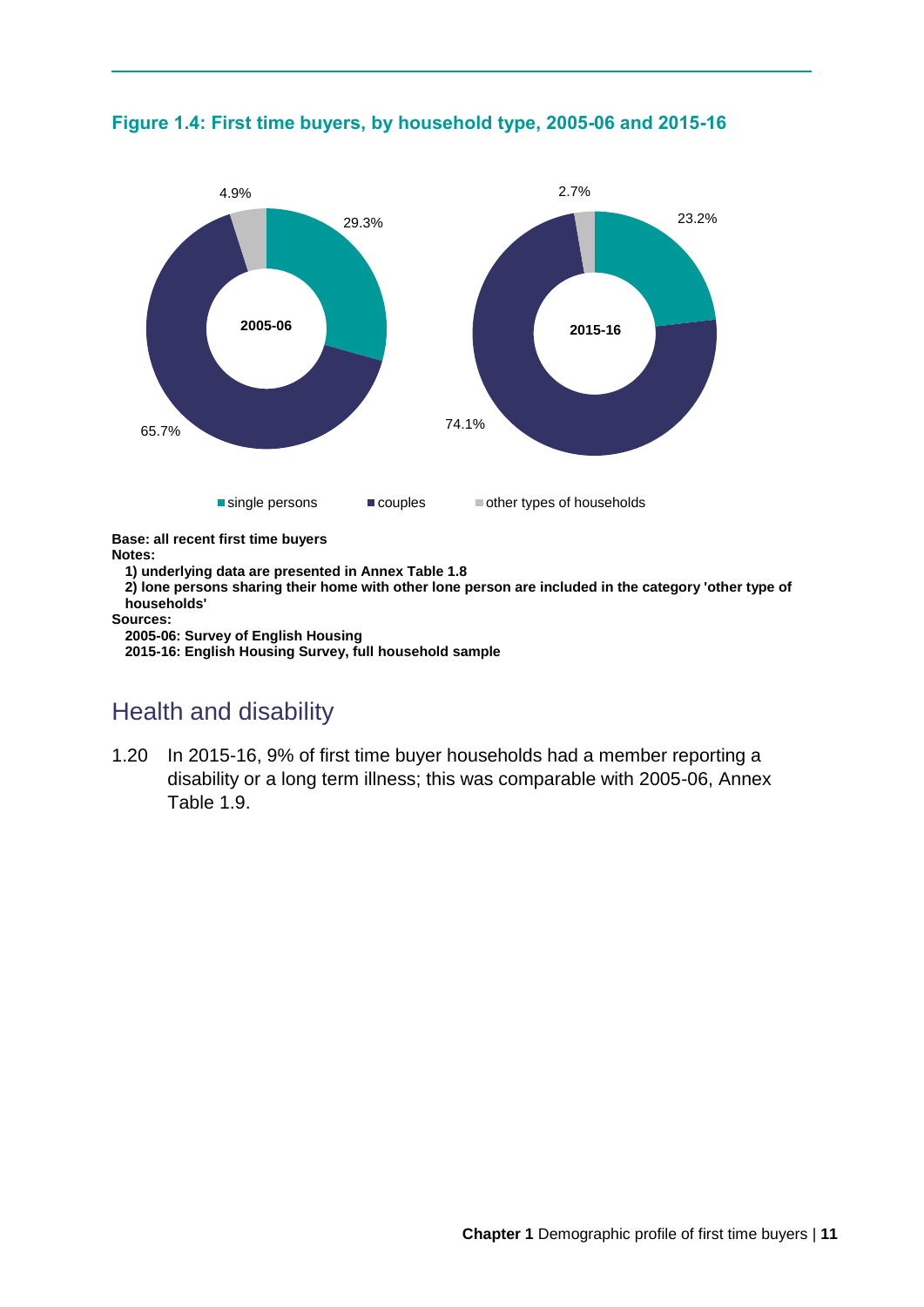**Figure 1.4: First time buyers, by household type, 2005-06 and 2015-16**

| | 2005-06 | 2015-16 |
|---|---|---|
| single persons | 29.3% | 23.2% |
| couples | 65.7% | 74.1% |
| other types of households | 4.9% | 2.7% |

**Base: all recent first time buyers**
**Notes:**
**1) underlying data are presented in Annex Table 1.8**
**2) lone persons sharing their home with other lone person are included in the category 'other type of households'**
**Sources:**
**2005-06: Survey of English Housing**
**2015-16: English Housing Survey, full household sample**

## Health and disability

1.20 In 2015-16, 9% of first time buyer households had a member reporting a disability or a long term illness; this was comparable with 2005-06, Annex Table 1.9.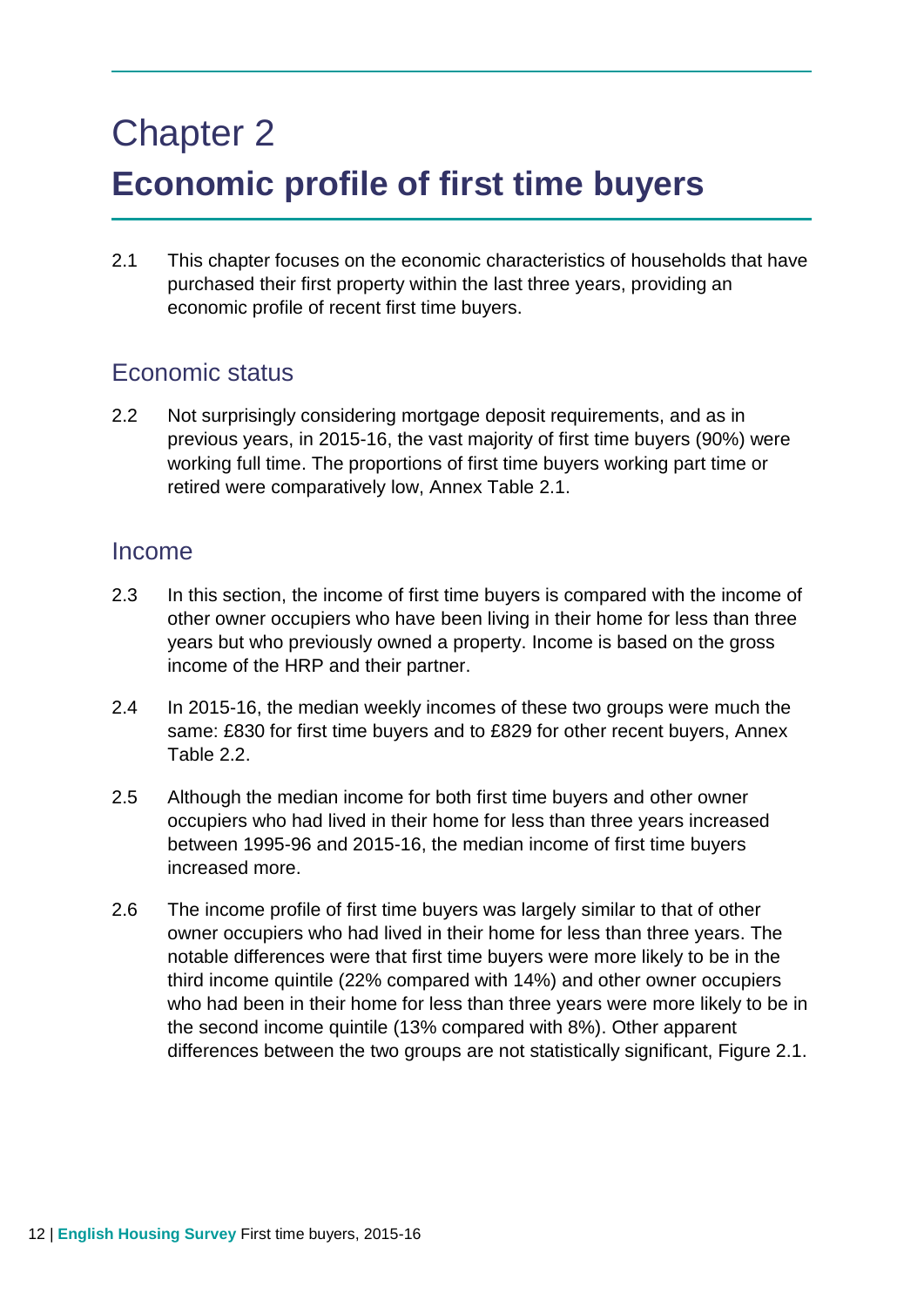# Chapter 2

# Economic profile of first time buyers

2.1 This chapter focuses on the economic characteristics of households that have purchased their first property within the last three years, providing an economic profile of recent first time buyers.

## Economic status

2.2 Not surprisingly considering mortgage deposit requirements, and as in previous years, in 2015-16, the vast majority of first time buyers (90%) were working full time. The proportions of first time buyers working part time or retired were comparatively low, Annex Table 2.1.

## Income

2.3 In this section, the income of first time buyers is compared with the income of other owner occupiers who have been living in their home for less than three years but who previously owned a property. Income is based on the gross income of the HRP and their partner.

2.4 In 2015-16, the median weekly incomes of these two groups were much the same: £830 for first time buyers and to £829 for other recent buyers, Annex Table 2.2.

2.5 Although the median income for both first time buyers and other owner occupiers who had lived in their home for less than three years increased between 1995-96 and 2015-16, the median income of first time buyers increased more.

2.6 The income profile of first time buyers was largely similar to that of other owner occupiers who had lived in their home for less than three years. The notable differences were that first time buyers were more likely to be in the third income quintile (22% compared with 14%) and other owner occupiers who had been in their home for less than three years were more likely to be in the second income quintile (13% compared with 8%). Other apparent differences between the two groups are not statistically significant, Figure 2.1.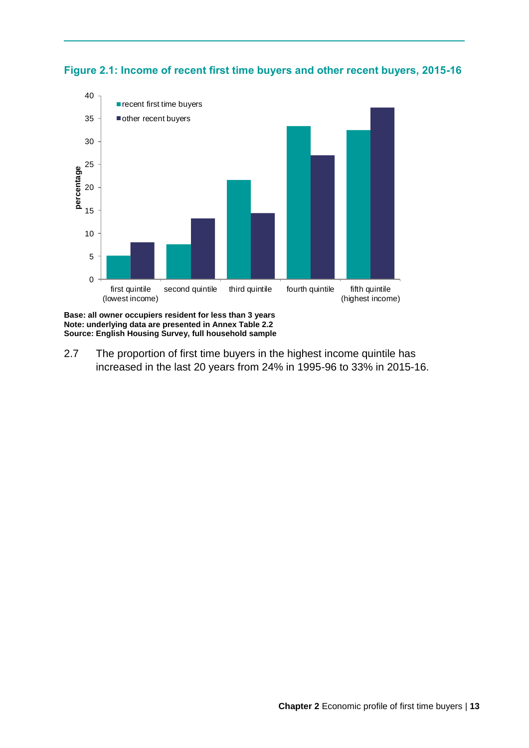### Figure 2.1: Income of recent first time buyers and other recent buyers, 2015-16

**Base: all owner occupiers resident for less than 3 years**
**Note: underlying data are presented in Annex Table 2.2**
**Source: English Housing Survey, full household sample**

2.7 The proportion of first time buyers in the highest income quintile has increased in the last 20 years from 24% in 1995-96 to 33% in 2015-16.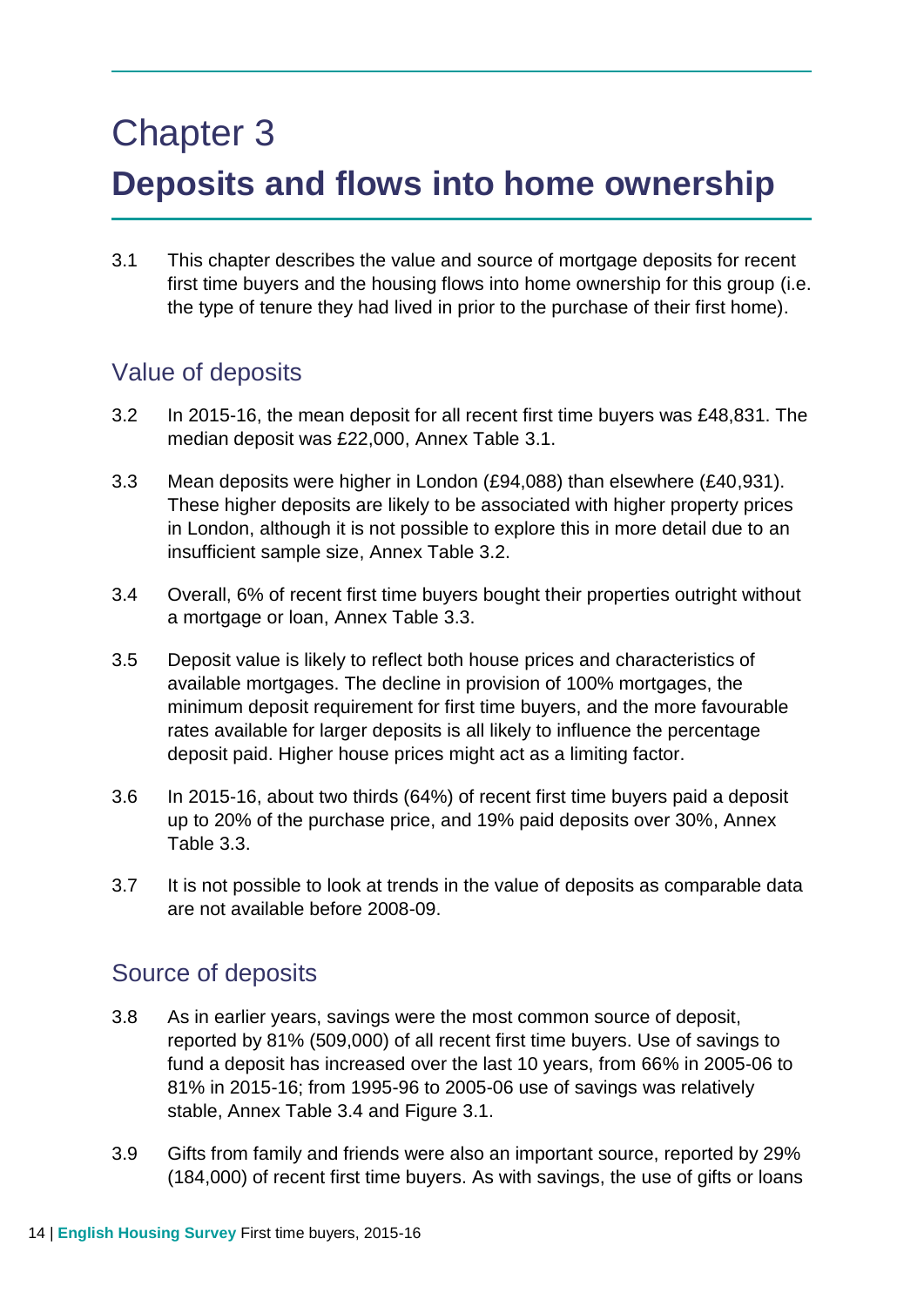# Chapter 3

# Deposits and flows into home ownership

3.1 This chapter describes the value and source of mortgage deposits for recent first time buyers and the housing flows into home ownership for this group (i.e. the type of tenure they had lived in prior to the purchase of their first home).

## Value of deposits

3.2 In 2015-16, the mean deposit for all recent first time buyers was £48,831. The median deposit was £22,000, Annex Table 3.1.

3.3 Mean deposits were higher in London (£94,088) than elsewhere (£40,931). These higher deposits are likely to be associated with higher property prices in London, although it is not possible to explore this in more detail due to an insufficient sample size, Annex Table 3.2.

3.4 Overall, 6% of recent first time buyers bought their properties outright without a mortgage or loan, Annex Table 3.3.

3.5 Deposit value is likely to reflect both house prices and characteristics of available mortgages. The decline in provision of 100% mortgages, the minimum deposit requirement for first time buyers, and the more favourable rates available for larger deposits is all likely to influence the percentage deposit paid. Higher house prices might act as a limiting factor.

3.6 In 2015-16, about two thirds (64%) of recent first time buyers paid a deposit up to 20% of the purchase price, and 19% paid deposits over 30%, Annex Table 3.3.

3.7 It is not possible to look at trends in the value of deposits as comparable data are not available before 2008-09.

## Source of deposits

3.8 As in earlier years, savings were the most common source of deposit, reported by 81% (509,000) of all recent first time buyers. Use of savings to fund a deposit has increased over the last 10 years, from 66% in 2005-06 to 81% in 2015-16; from 1995-96 to 2005-06 use of savings was relatively stable, Annex Table 3.4 and Figure 3.1.

3.9 Gifts from family and friends were also an important source, reported by 29% (184,000) of recent first time buyers. As with savings, the use of gifts or loans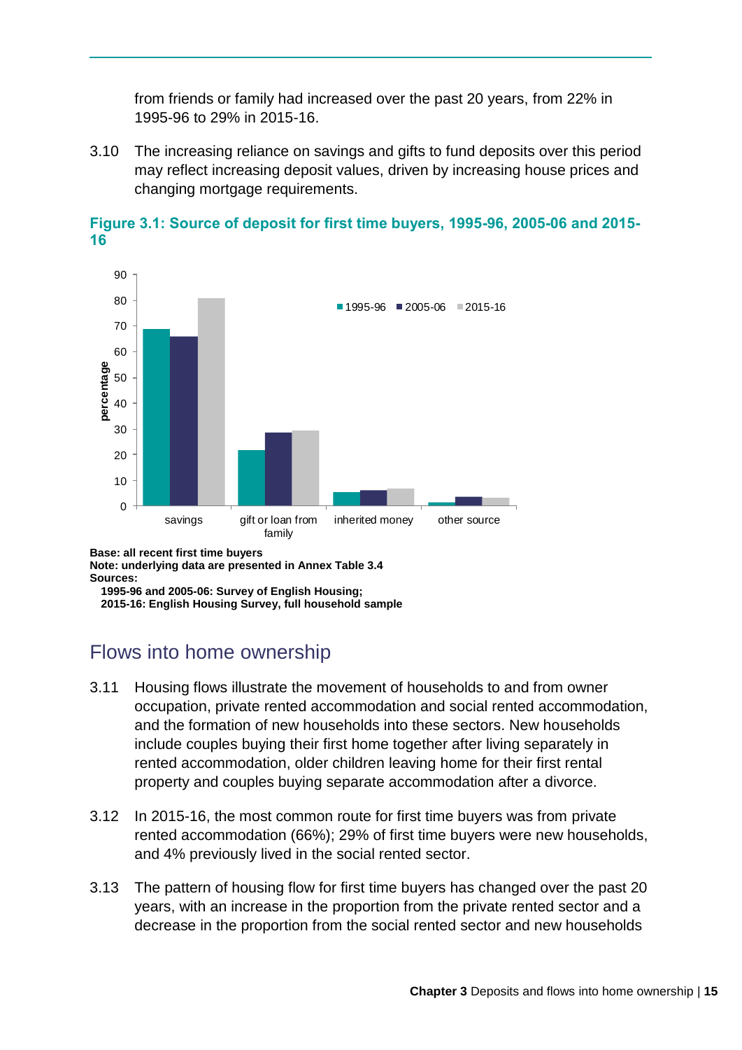from friends or family had increased over the past 20 years, from 22% in 1995-96 to 29% in 2015-16.

3.10 The increasing reliance on savings and gifts to fund deposits over this period may reflect increasing deposit values, driven by increasing house prices and changing mortgage requirements.

**Figure 3.1: Source of deposit for first time buyers, 1995-96, 2005-06 and 2015-16**

**Base: all recent first time buyers**
**Note: underlying data are presented in Annex Table 3.4**
**Sources:**
**1995-96 and 2005-06: Survey of English Housing;**
**2015-16: English Housing Survey, full household sample**

## Flows into home ownership

3.11 Housing flows illustrate the movement of households to and from owner occupation, private rented accommodation and social rented accommodation, and the formation of new households into these sectors. New households include couples buying their first home together after living separately in rented accommodation, older children leaving home for their first rental property and couples buying separate accommodation after a divorce.

3.12 In 2015-16, the most common route for first time buyers was from private rented accommodation (66%); 29% of first time buyers were new households, and 4% previously lived in the social rented sector.

3.13 The pattern of housing flow for first time buyers has changed over the past 20 years, with an increase in the proportion from the private rented sector and a decrease in the proportion from the social rented sector and new households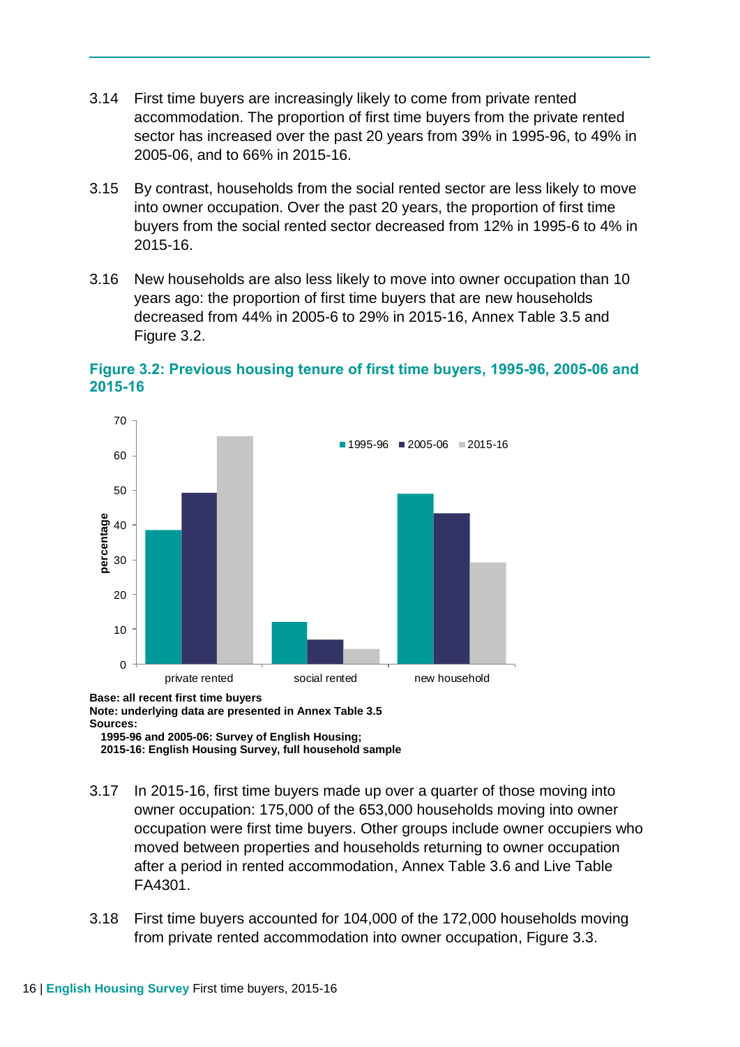3.14 First time buyers are increasingly likely to come from private rented accommodation. The proportion of first time buyers from the private rented sector has increased over the past 20 years from 39% in 1995-96, to 49% in 2005-06, and to 66% in 2015-16.

3.15 By contrast, households from the social rented sector are less likely to move into owner occupation. Over the past 20 years, the proportion of first time buyers from the social rented sector decreased from 12% in 1995-6 to 4% in 2015-16.

3.16 New households are also less likely to move into owner occupation than 10 years ago: the proportion of first time buyers that are new households decreased from 44% in 2005-6 to 29% in 2015-16, Annex Table 3.5 and Figure 3.2.

**Figure 3.2: Previous housing tenure of first time buyers, 1995-96, 2005-06 and 2015-16**

**Base: all recent first time buyers**
**Note: underlying data are presented in Annex Table 3.5**
**Sources:**
**1995-96 and 2005-06: Survey of English Housing;**
**2015-16: English Housing Survey, full household sample**

3.17 In 2015-16, first time buyers made up over a quarter of those moving into owner occupation: 175,000 of the 653,000 households moving into owner occupation were first time buyers. Other groups include owner occupiers who moved between properties and households returning to owner occupation after a period in rented accommodation, Annex Table 3.6 and Live Table FA4301.

3.18 First time buyers accounted for 104,000 of the 172,000 households moving from private rented accommodation into owner occupation, Figure 3.3.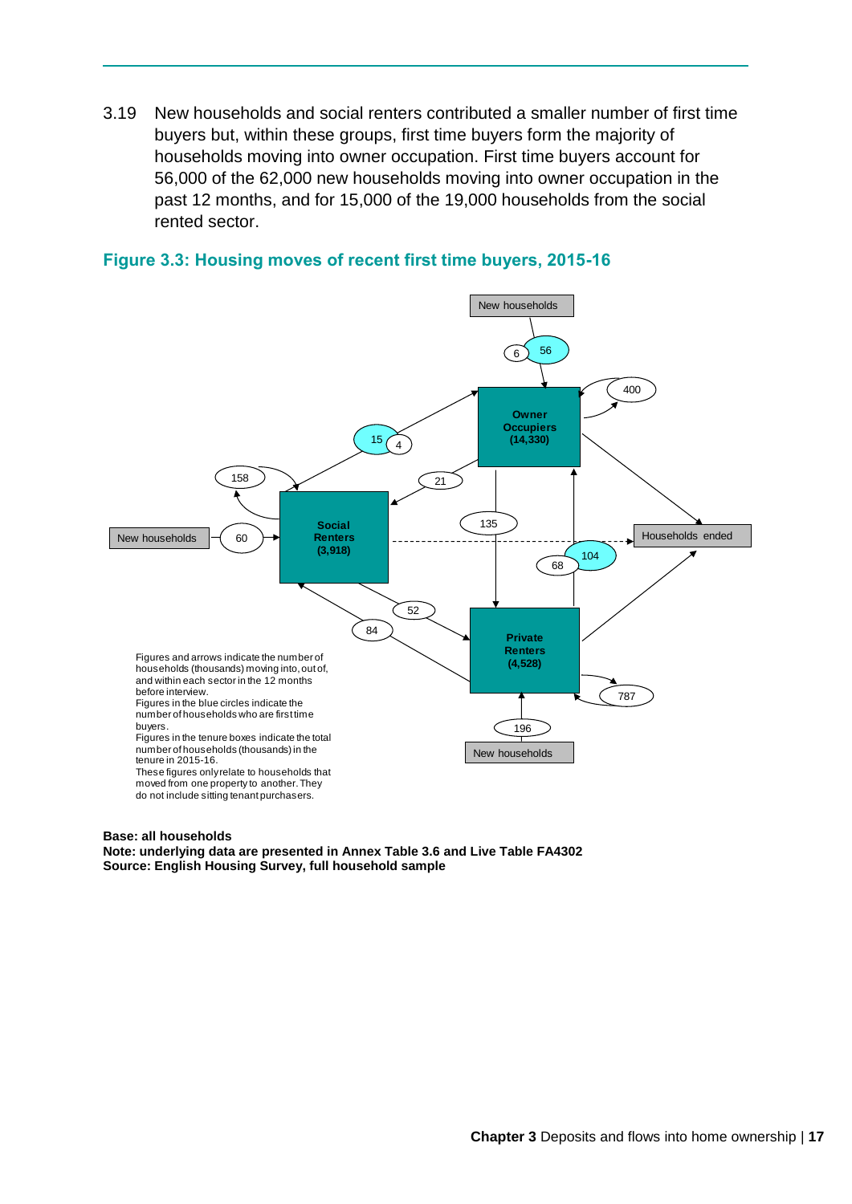3.19 New households and social renters contributed a smaller number of first time buyers but, within these groups, first time buyers form the majority of households moving into owner occupation. First time buyers account for 56,000 of the 62,000 new households moving into owner occupation in the past 12 months, and for 15,000 of the 19,000 households from the social rented sector.

### Figure 3.3: Housing moves of recent first time buyers, 2015-16

New households

6 56

400

Owner Occupiers (14,330)

15 4

158

21

New households 60

Social Renters (3,918)

135

Households ended

104

68

52

84

Private Renters (4,528)

787

196

New households

Figures and arrows indicate the number of households (thousands) moving into, out of, and within each sector in the 12 months before interview.
Figures in the blue circles indicate the number of households who are first time buyers.
Figures in the tenure boxes indicate the total number of households (thousands) in the tenure in 2015-16.
These figures only relate to households that moved from one property to another. They do not include sitting tenant purchasers.

**Base: all households**
**Note: underlying data are presented in Annex Table 3.6 and Live Table FA4302**
**Source: English Housing Survey, full household sample**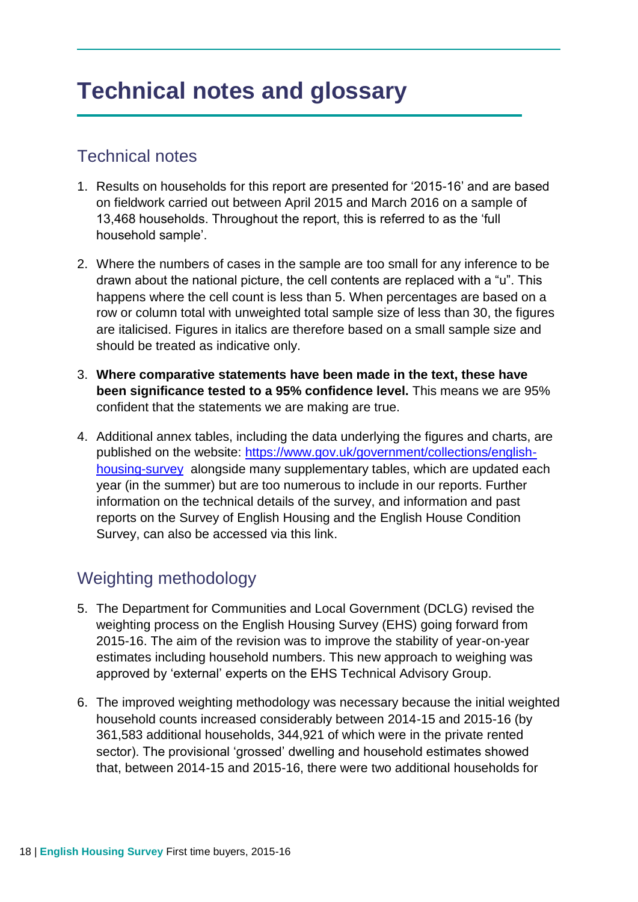# Technical notes and glossary

## Technical notes

1. Results on households for this report are presented for '2015-16' and are based on fieldwork carried out between April 2015 and March 2016 on a sample of 13,468 households. Throughout the report, this is referred to as the 'full household sample'.

2. Where the numbers of cases in the sample are too small for any inference to be drawn about the national picture, the cell contents are replaced with a "u". This happens where the cell count is less than 5. When percentages are based on a row or column total with unweighted total sample size of less than 30, the figures are italicised. Figures in italics are therefore based on a small sample size and should be treated as indicative only.

3. **Where comparative statements have been made in the text, these have been significance tested to a 95% confidence level.** This means we are 95% confident that the statements we are making are true.

4. Additional annex tables, including the data underlying the figures and charts, are published on the website: [https://www.gov.uk/government/collections/english-housing-survey](https://www.gov.uk/government/collections/english-housing-survey) alongside many supplementary tables, which are updated each year (in the summer) but are too numerous to include in our reports. Further information on the technical details of the survey, and information and past reports on the Survey of English Housing and the English House Condition Survey, can also be accessed via this link.

## Weighting methodology

5. The Department for Communities and Local Government (DCLG) revised the weighting process on the English Housing Survey (EHS) going forward from 2015-16. The aim of the revision was to improve the stability of year-on-year estimates including household numbers. This new approach to weighing was approved by 'external' experts on the EHS Technical Advisory Group.

6. The improved weighting methodology was necessary because the initial weighted household counts increased considerably between 2014-15 and 2015-16 (by 361,583 additional households, 344,921 of which were in the private rented sector). The provisional 'grossed' dwelling and household estimates showed that, between 2014-15 and 2015-16, there were two additional households for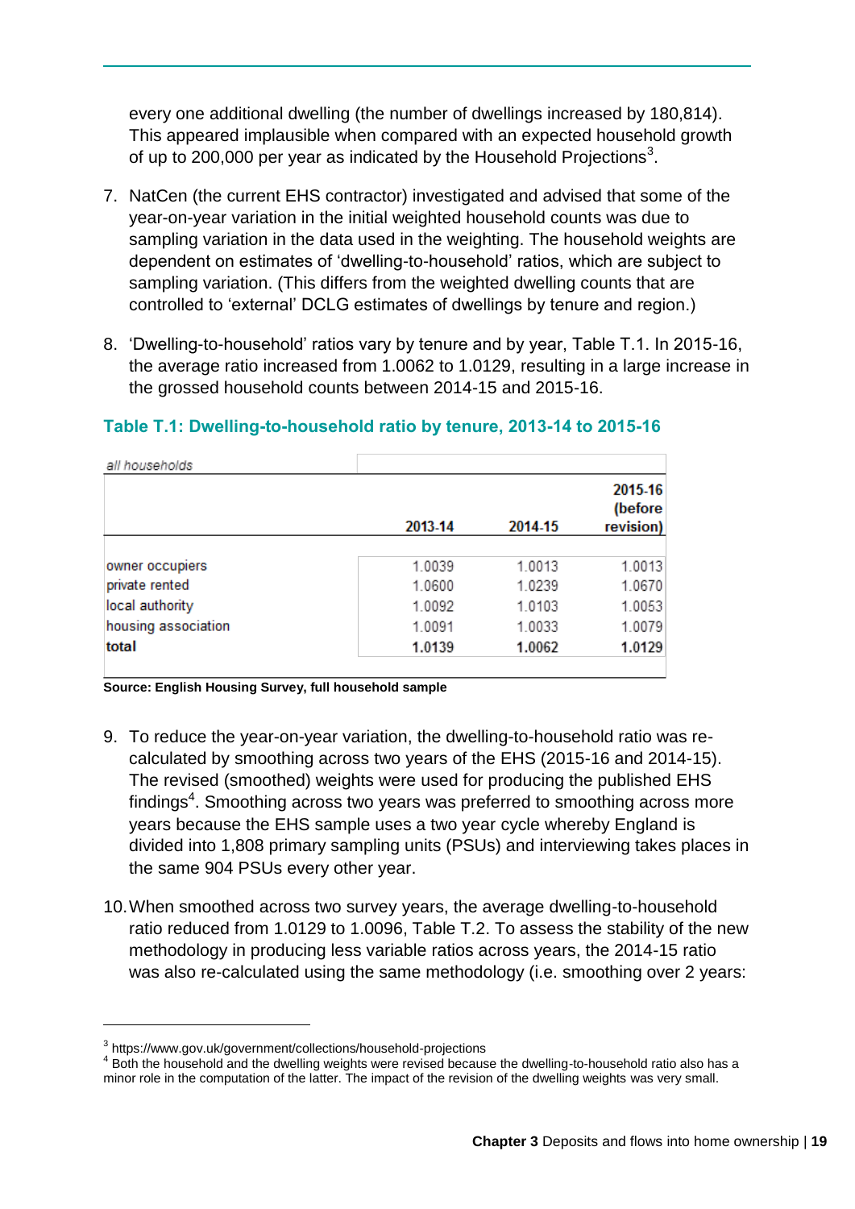every one additional dwelling (the number of dwellings increased by 180,814). This appeared implausible when compared with an expected household growth of up to 200,000 per year as indicated by the Household Projections[3].

7. NatCen (the current EHS contractor) investigated and advised that some of the year-on-year variation in the initial weighted household counts was due to sampling variation in the data used in the weighting. The household weights are dependent on estimates of 'dwelling-to-household' ratios, which are subject to sampling variation. (This differs from the weighted dwelling counts that are controlled to 'external' DCLG estimates of dwellings by tenure and region.)

8. 'Dwelling-to-household' ratios vary by tenure and by year, Table T.1. In 2015-16, the average ratio increased from 1.0062 to 1.0129, resulting in a large increase in the grossed household counts between 2014-15 and 2015-16.

### Table T.1: Dwelling-to-household ratio by tenure, 2013-14 to 2015-16

| *all households* | 2013-14 | 2014-15 | 2015-16 (before revision) |
|---|---|---|---|
| owner occupiers | 1.0039 | 1.0013 | 1.0013 |
| private rented | 1.0600 | 1.0239 | 1.0670 |
| local authority | 1.0092 | 1.0103 | 1.0053 |
| housing association | 1.0091 | 1.0033 | 1.0079 |
| **total** | **1.0139** | **1.0062** | **1.0129** |

**Source: English Housing Survey, full household sample**

9. To reduce the year-on-year variation, the dwelling-to-household ratio was re-calculated by smoothing across two years of the EHS (2015-16 and 2014-15). The revised (smoothed) weights were used for producing the published EHS findings[4]. Smoothing across two years was preferred to smoothing across more years because the EHS sample uses a two year cycle whereby England is divided into 1,808 primary sampling units (PSUs) and interviewing takes places in the same 904 PSUs every other year.

10. When smoothed across two survey years, the average dwelling-to-household ratio reduced from 1.0129 to 1.0096, Table T.2. To assess the stability of the new methodology in producing less variable ratios across years, the 2014-15 ratio was also re-calculated using the same methodology (i.e. smoothing over 2 years:

---

[3] https://www.gov.uk/government/collections/household-projections

[4] Both the household and the dwelling weights were revised because the dwelling-to-household ratio also has a minor role in the computation of the latter. The impact of the revision of the dwelling weights was very small.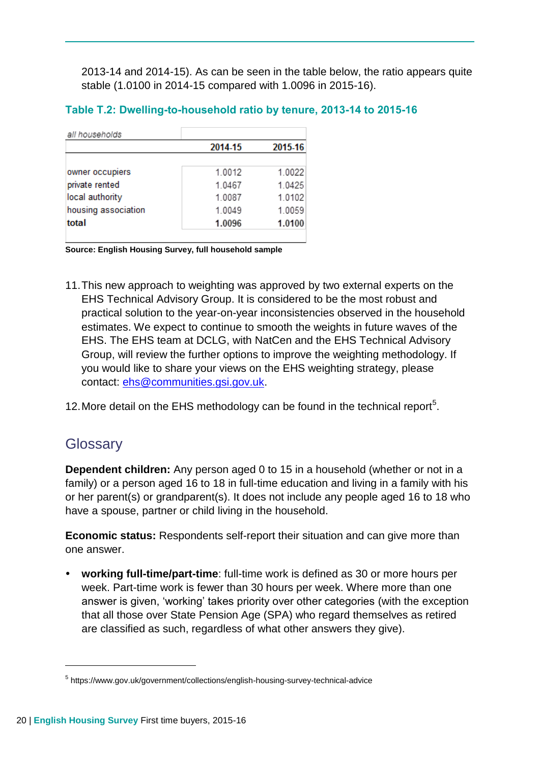2013-14 and 2014-15). As can be seen in the table below, the ratio appears quite stable (1.0100 in 2014-15 compared with 1.0096 in 2015-16).

**Table T.2: Dwelling-to-household ratio by tenure, 2013-14 to 2015-16**

| *all households* | 2014-15 | 2015-16 |
|---|---|---|
| owner occupiers | 1.0012 | 1.0022 |
| private rented | 1.0467 | 1.0425 |
| local authority | 1.0087 | 1.0102 |
| housing association | 1.0049 | 1.0059 |
| **total** | **1.0096** | **1.0100** |

**Source: English Housing Survey, full household sample**

11. This new approach to weighting was approved by two external experts on the EHS Technical Advisory Group. It is considered to be the most robust and practical solution to the year-on-year inconsistencies observed in the household estimates. We expect to continue to smooth the weights in future waves of the EHS. The EHS team at DCLG, with NatCen and the EHS Technical Advisory Group, will review the further options to improve the weighting methodology. If you would like to share your views on the EHS weighting strategy, please contact: ehs@communities.gsi.gov.uk.

12. More detail on the EHS methodology can be found in the technical report[5].

## Glossary

**Dependent children:** Any person aged 0 to 15 in a household (whether or not in a family) or a person aged 16 to 18 in full-time education and living in a family with his or her parent(s) or grandparent(s). It does not include any people aged 16 to 18 who have a spouse, partner or child living in the household.

**Economic status:** Respondents self-report their situation and can give more than one answer.

- **working full-time/part-time**: full-time work is defined as 30 or more hours per week. Part-time work is fewer than 30 hours per week. Where more than one answer is given, 'working' takes priority over other categories (with the exception that all those over State Pension Age (SPA) who regard themselves as retired are classified as such, regardless of what other answers they give).

[5] https://www.gov.uk/government/collections/english-housing-survey-technical-advice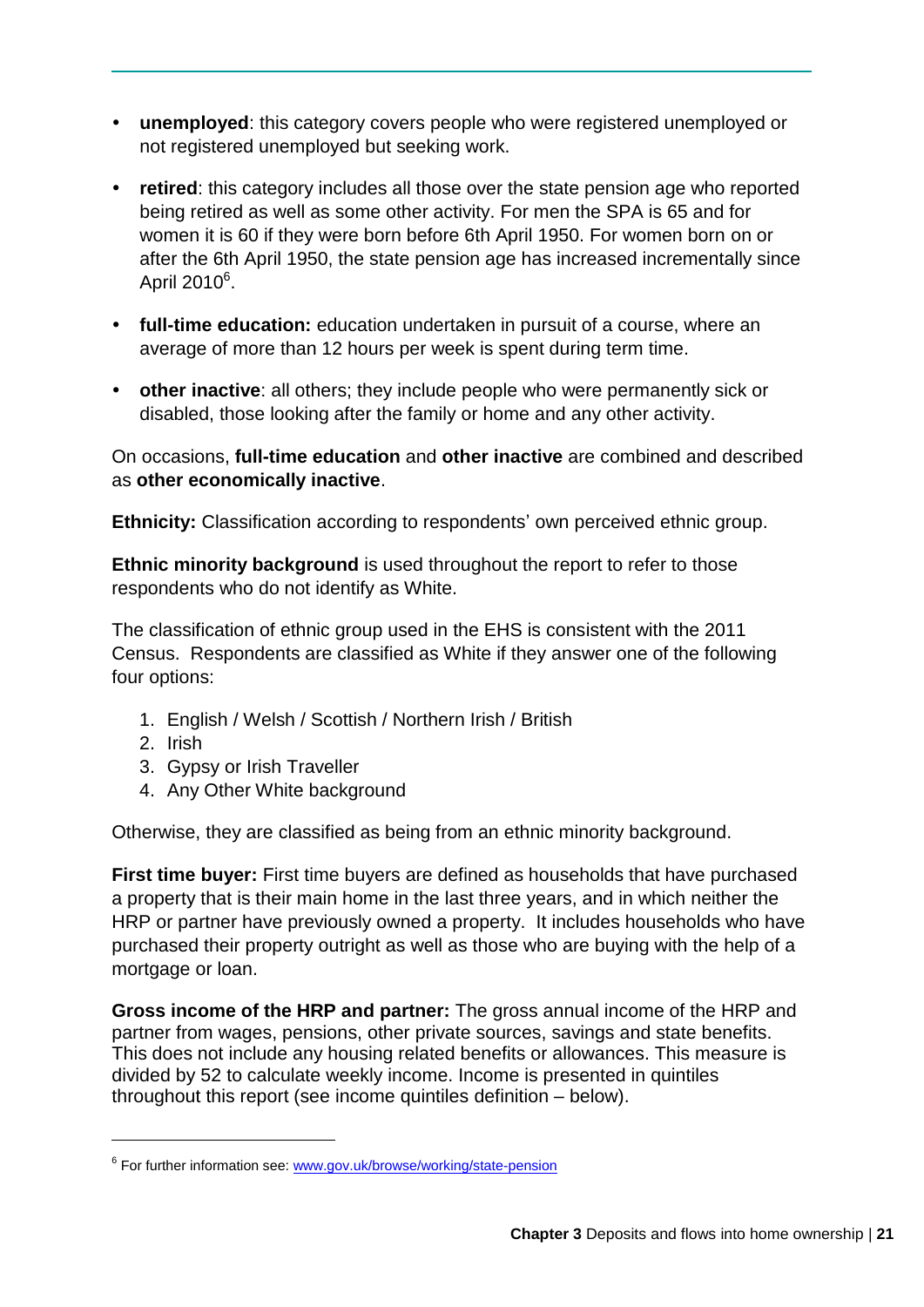- **unemployed**: this category covers people who were registered unemployed or not registered unemployed but seeking work.
- **retired**: this category includes all those over the state pension age who reported being retired as well as some other activity. For men the SPA is 65 and for women it is 60 if they were born before 6th April 1950. For women born on or after the 6th April 1950, the state pension age has increased incrementally since April 2010[6].
- **full-time education:** education undertaken in pursuit of a course, where an average of more than 12 hours per week is spent during term time.
- **other inactive**: all others; they include people who were permanently sick or disabled, those looking after the family or home and any other activity.

On occasions, **full-time education** and **other inactive** are combined and described as **other economically inactive**.

**Ethnicity:** Classification according to respondents' own perceived ethnic group.

**Ethnic minority background** is used throughout the report to refer to those respondents who do not identify as White.

The classification of ethnic group used in the EHS is consistent with the 2011 Census. Respondents are classified as White if they answer one of the following four options:

1. English / Welsh / Scottish / Northern Irish / British
2. Irish
3. Gypsy or Irish Traveller
4. Any Other White background

Otherwise, they are classified as being from an ethnic minority background.

**First time buyer:** First time buyers are defined as households that have purchased a property that is their main home in the last three years, and in which neither the HRP or partner have previously owned a property. It includes households who have purchased their property outright as well as those who are buying with the help of a mortgage or loan.

**Gross income of the HRP and partner:** The gross annual income of the HRP and partner from wages, pensions, other private sources, savings and state benefits. This does not include any housing related benefits or allowances. This measure is divided by 52 to calculate weekly income. Income is presented in quintiles throughout this report (see income quintiles definition – below).

---

[6] For further information see: www.gov.uk/browse/working/state-pension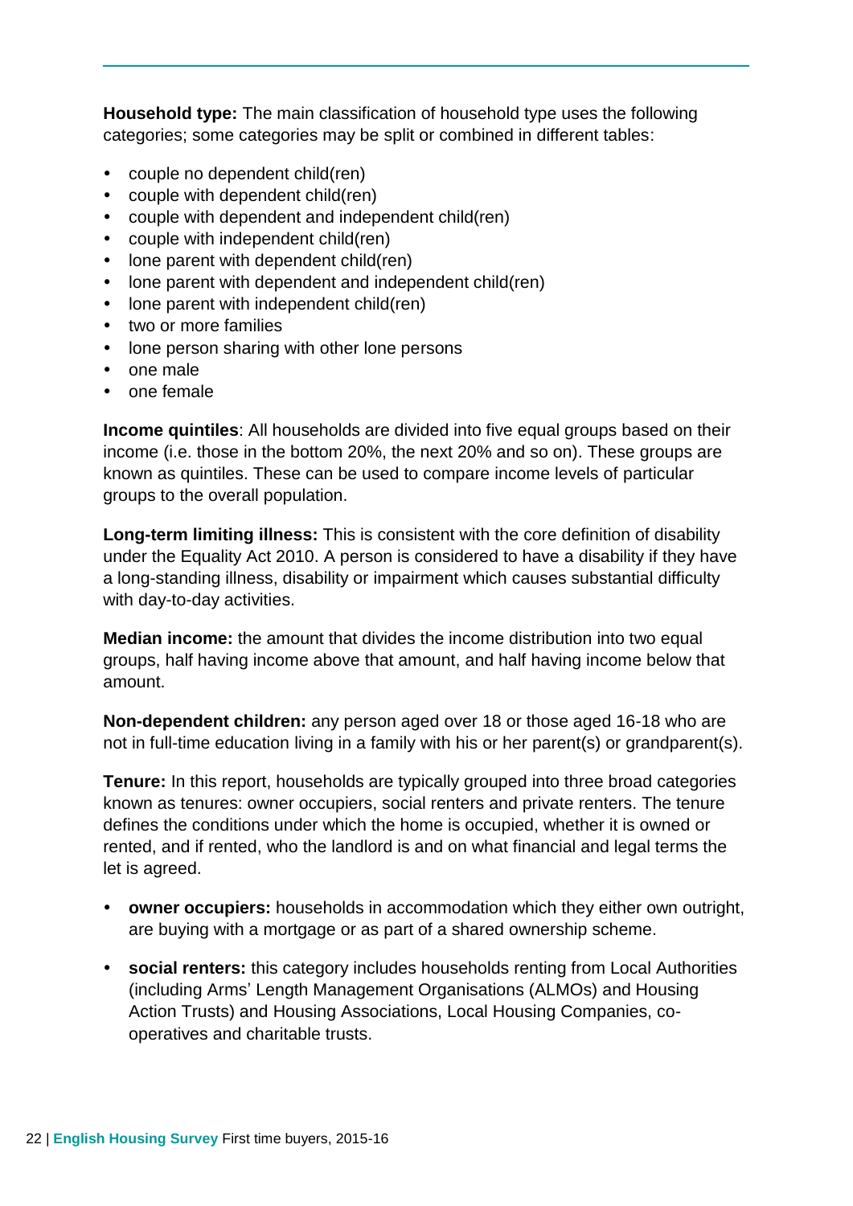**Household type:** The main classification of household type uses the following categories; some categories may be split or combined in different tables:

- couple no dependent child(ren)
- couple with dependent child(ren)
- couple with dependent and independent child(ren)
- couple with independent child(ren)
- lone parent with dependent child(ren)
- lone parent with dependent and independent child(ren)
- lone parent with independent child(ren)
- two or more families
- lone person sharing with other lone persons
- one male
- one female

**Income quintiles**: All households are divided into five equal groups based on their income (i.e. those in the bottom 20%, the next 20% and so on). These groups are known as quintiles. These can be used to compare income levels of particular groups to the overall population.

**Long-term limiting illness:** This is consistent with the core definition of disability under the Equality Act 2010. A person is considered to have a disability if they have a long-standing illness, disability or impairment which causes substantial difficulty with day-to-day activities.

**Median income:** the amount that divides the income distribution into two equal groups, half having income above that amount, and half having income below that amount.

**Non-dependent children:** any person aged over 18 or those aged 16-18 who are not in full-time education living in a family with his or her parent(s) or grandparent(s).

**Tenure:** In this report, households are typically grouped into three broad categories known as tenures: owner occupiers, social renters and private renters. The tenure defines the conditions under which the home is occupied, whether it is owned or rented, and if rented, who the landlord is and on what financial and legal terms the let is agreed.

- **owner occupiers:** households in accommodation which they either own outright, are buying with a mortgage or as part of a shared ownership scheme.
- **social renters:** this category includes households renting from Local Authorities (including Arms' Length Management Organisations (ALMOs) and Housing Action Trusts) and Housing Associations, Local Housing Companies, co-operatives and charitable trusts.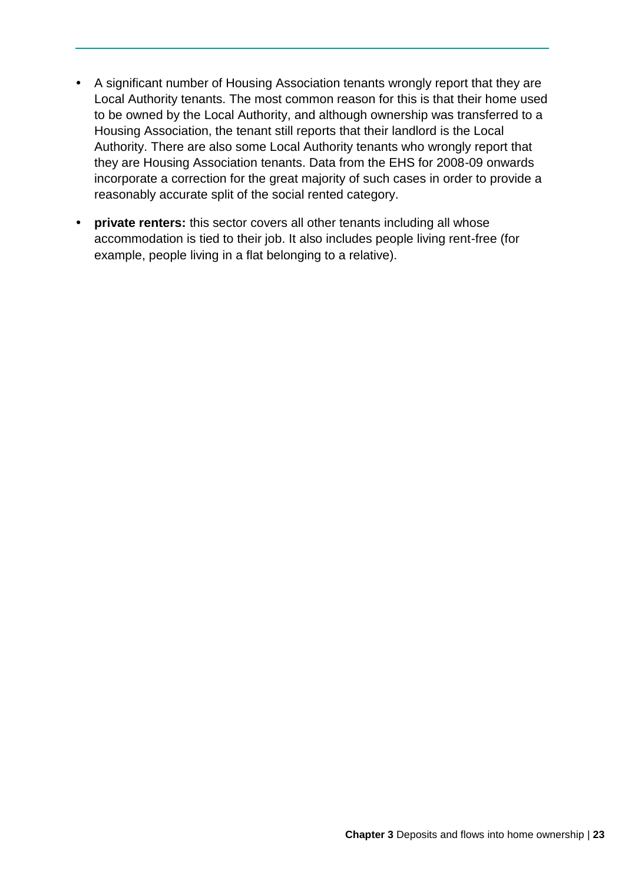- A significant number of Housing Association tenants wrongly report that they are Local Authority tenants. The most common reason for this is that their home used to be owned by the Local Authority, and although ownership was transferred to a Housing Association, the tenant still reports that their landlord is the Local Authority. There are also some Local Authority tenants who wrongly report that they are Housing Association tenants. Data from the EHS for 2008-09 onwards incorporate a correction for the great majority of such cases in order to provide a reasonably accurate split of the social rented category.

- **private renters:** this sector covers all other tenants including all whose accommodation is tied to their job. It also includes people living rent-free (for example, people living in a flat belonging to a relative).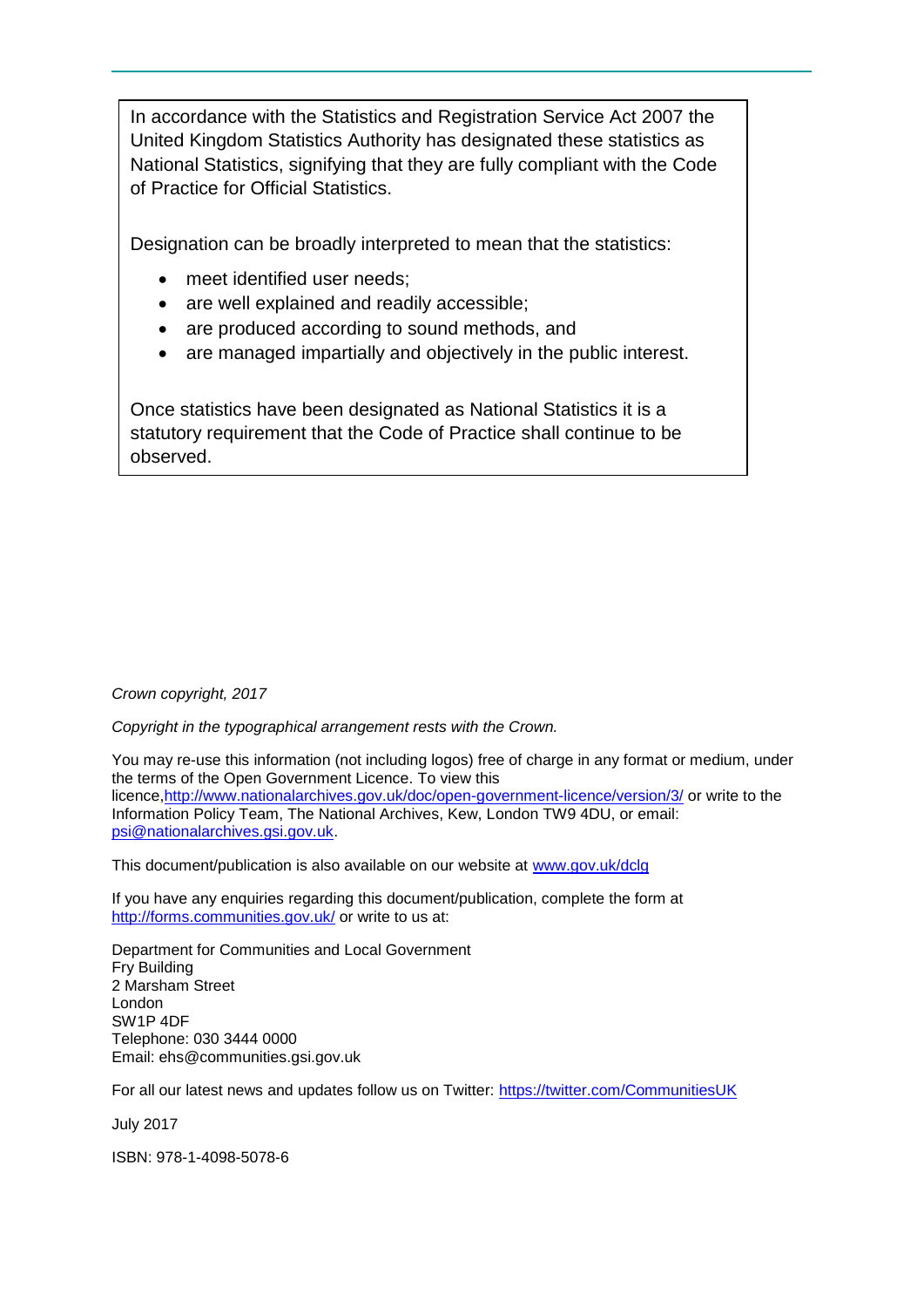In accordance with the Statistics and Registration Service Act 2007 the United Kingdom Statistics Authority has designated these statistics as National Statistics, signifying that they are fully compliant with the Code of Practice for Official Statistics.

Designation can be broadly interpreted to mean that the statistics:

- meet identified user needs;
- are well explained and readily accessible;
- are produced according to sound methods, and
- are managed impartially and objectively in the public interest.

Once statistics have been designated as National Statistics it is a statutory requirement that the Code of Practice shall continue to be observed.

*Crown copyright, 2017*

*Copyright in the typographical arrangement rests with the Crown.*

You may re-use this information (not including logos) free of charge in any format or medium, under the terms of the Open Government Licence. To view this licence,http://www.nationalarchives.gov.uk/doc/open-government-licence/version/3/ or write to the Information Policy Team, The National Archives, Kew, London TW9 4DU, or email: psi@nationalarchives.gsi.gov.uk.

This document/publication is also available on our website at www.gov.uk/dclg

If you have any enquiries regarding this document/publication, complete the form at http://forms.communities.gov.uk/ or write to us at:

Department for Communities and Local Government
Fry Building
2 Marsham Street
London
SW1P 4DF
Telephone: 030 3444 0000
Email: ehs@communities.gsi.gov.uk

For all our latest news and updates follow us on Twitter: https://twitter.com/CommunitiesUK

July 2017

ISBN: 978-1-4098-5078-6